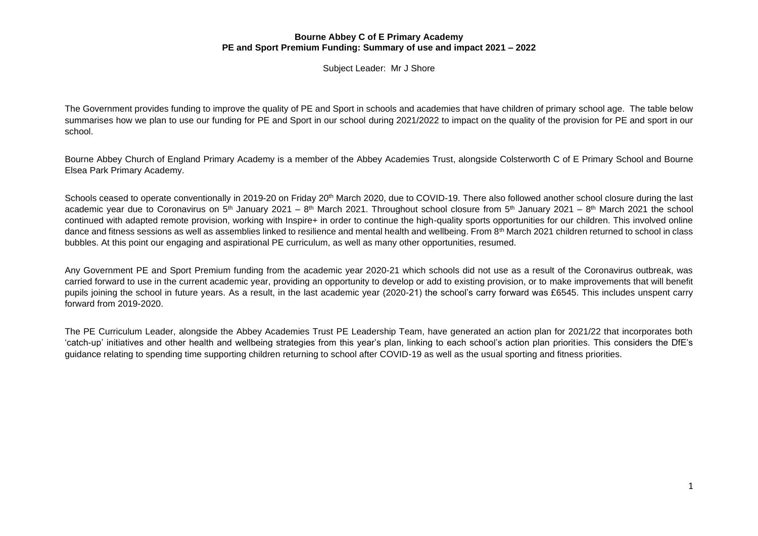**Bourne Abbey C of E Primary Academy**
**PE and Sport Premium Funding: Summary of use and impact 2021 – 2022**

Subject Leader: Mr J Shore

The Government provides funding to improve the quality of PE and Sport in schools and academies that have children of primary school age. The table below summarises how we plan to use our funding for PE and Sport in our school during 2021/2022 to impact on the quality of the provision for PE and sport in our school.

Bourne Abbey Church of England Primary Academy is a member of the Abbey Academies Trust, alongside Colsterworth C of E Primary School and Bourne Elsea Park Primary Academy.

Schools ceased to operate conventionally in 2019-20 on Friday 20th March 2020, due to COVID-19. There also followed another school closure during the last academic year due to Coronavirus on 5th January 2021 – 8th March 2021. Throughout school closure from 5th January 2021 – 8th March 2021 the school continued with adapted remote provision, working with Inspire+ in order to continue the high-quality sports opportunities for our children. This involved online dance and fitness sessions as well as assemblies linked to resilience and mental health and wellbeing. From 8th March 2021 children returned to school in class bubbles. At this point our engaging and aspirational PE curriculum, as well as many other opportunities, resumed.

Any Government PE and Sport Premium funding from the academic year 2020-21 which schools did not use as a result of the Coronavirus outbreak, was carried forward to use in the current academic year, providing an opportunity to develop or add to existing provision, or to make improvements that will benefit pupils joining the school in future years. As a result, in the last academic year (2020-21) the school's carry forward was £6545. This includes unspent carry forward from 2019-2020.

The PE Curriculum Leader, alongside the Abbey Academies Trust PE Leadership Team, have generated an action plan for 2021/22 that incorporates both 'catch-up' initiatives and other health and wellbeing strategies from this year's plan, linking to each school's action plan priorities. This considers the DfE's guidance relating to spending time supporting children returning to school after COVID-19 as well as the usual sporting and fitness priorities.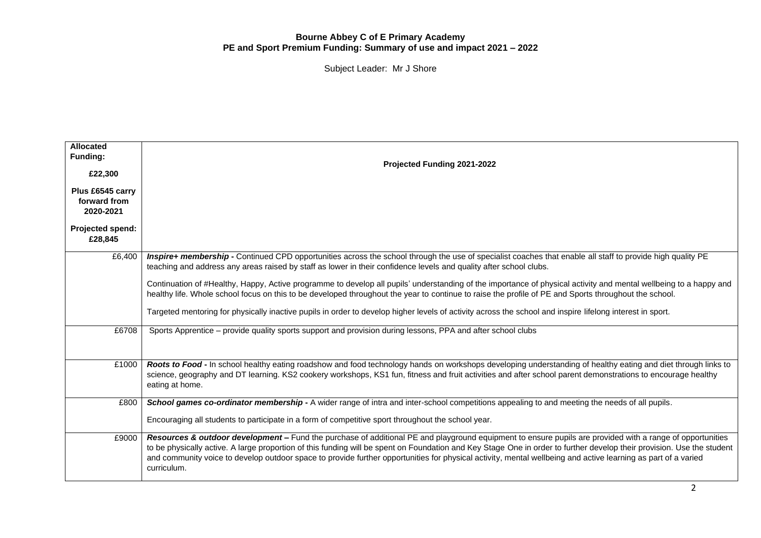**Bourne Abbey C of E Primary Academy**
**PE and Sport Premium Funding: Summary of use and impact 2021 – 2022**

Subject Leader: Mr J Shore

| **Allocated Funding:**<br><br>**£22,300**<br><br>**Plus £6545 carry forward from 2020-2021**<br><br>**Projected spend: £28,845** | **Projected Funding 2021-2022** |
|---|---|
| £6,400 | ***Inspire+ membership -*** Continued CPD opportunities across the school through the use of specialist coaches that enable all staff to provide high quality PE teaching and address any areas raised by staff as lower in their confidence levels and quality after school clubs.<br><br>Continuation of #Healthy, Happy, Active programme to develop all pupils' understanding of the importance of physical activity and mental wellbeing to a happy and healthy life. Whole school focus on this to be developed throughout the year to continue to raise the profile of PE and Sports throughout the school.<br><br>Targeted mentoring for physically inactive pupils in order to develop higher levels of activity across the school and inspire lifelong interest in sport. |
| £6708 | Sports Apprentice – provide quality sports support and provision during lessons, PPA and after school clubs |
| £1000 | ***Roots to Food -*** In school healthy eating roadshow and food technology hands on workshops developing understanding of healthy eating and diet through links to science, geography and DT learning. KS2 cookery workshops, KS1 fun, fitness and fruit activities and after school parent demonstrations to encourage healthy eating at home. |
| £800 | ***School games co-ordinator membership -*** A wider range of intra and inter-school competitions appealing to and meeting the needs of all pupils.<br><br>Encouraging all students to participate in a form of competitive sport throughout the school year. |
| £9000 | ***Resources & outdoor development –*** Fund the purchase of additional PE and playground equipment to ensure pupils are provided with a range of opportunities to be physically active. A large proportion of this funding will be spent on Foundation and Key Stage One in order to further develop their provision. Use the student and community voice to develop outdoor space to provide further opportunities for physical activity, mental wellbeing and active learning as part of a varied curriculum. |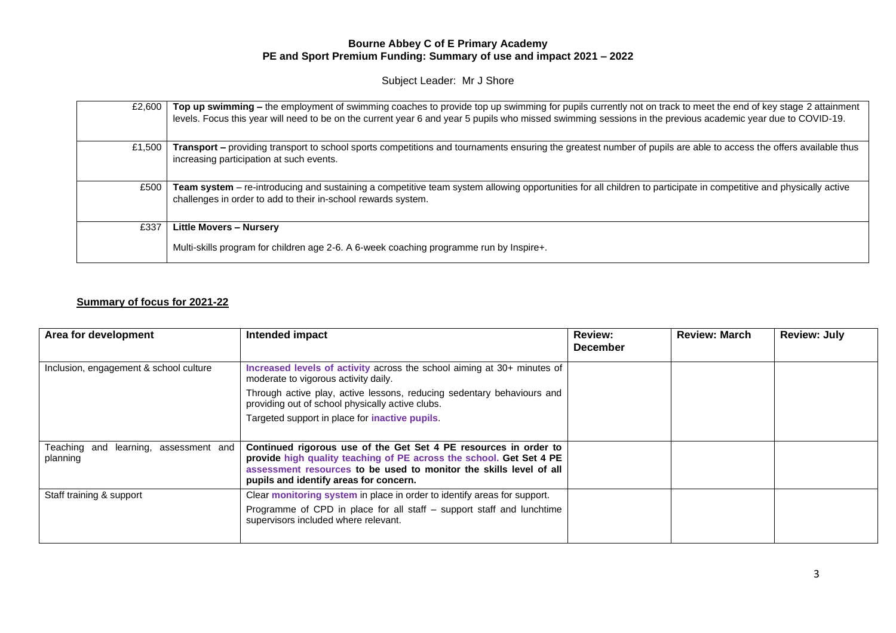**Bourne Abbey C of E Primary Academy**
**PE and Sport Premium Funding: Summary of use and impact 2021 – 2022**

Subject Leader: Mr J Shore

| | |
|---|---|
| £2,600 | **Top up swimming –** the employment of swimming coaches to provide top up swimming for pupils currently not on track to meet the end of key stage 2 attainment levels. Focus this year will need to be on the current year 6 and year 5 pupils who missed swimming sessions in the previous academic year due to COVID-19. |
| £1,500 | **Transport –** providing transport to school sports competitions and tournaments ensuring the greatest number of pupils are able to access the offers available thus increasing participation at such events. |
| £500 | **Team system** – re-introducing and sustaining a competitive team system allowing opportunities for all children to participate in competitive and physically active challenges in order to add to their in-school rewards system. |
| £337 | **Little Movers – Nursery**<br><br>Multi-skills program for children age 2-6. A 6-week coaching programme run by Inspire+. |

**Summary of focus for 2021-22**

| Area for development | Intended impact | Review: December | Review: March | Review: July |
|---|---|---|---|---|
| Inclusion, engagement & school culture | Increased levels of activity across the school aiming at 30+ minutes of moderate to vigorous activity daily.<br>Through active play, active lessons, reducing sedentary behaviours and providing out of school physically active clubs.<br>Targeted support in place for inactive pupils. | | | |
| Teaching and learning, assessment and planning | **Continued rigorous use of the Get Set 4 PE resources in order to provide high quality teaching of PE across the school. Get Set 4 PE assessment resources to be used to monitor the skills level of all pupils and identify areas for concern.** | | | |
| Staff training & support | Clear monitoring system in place in order to identify areas for support.<br>Programme of CPD in place for all staff – support staff and lunchtime supervisors included where relevant. | | | |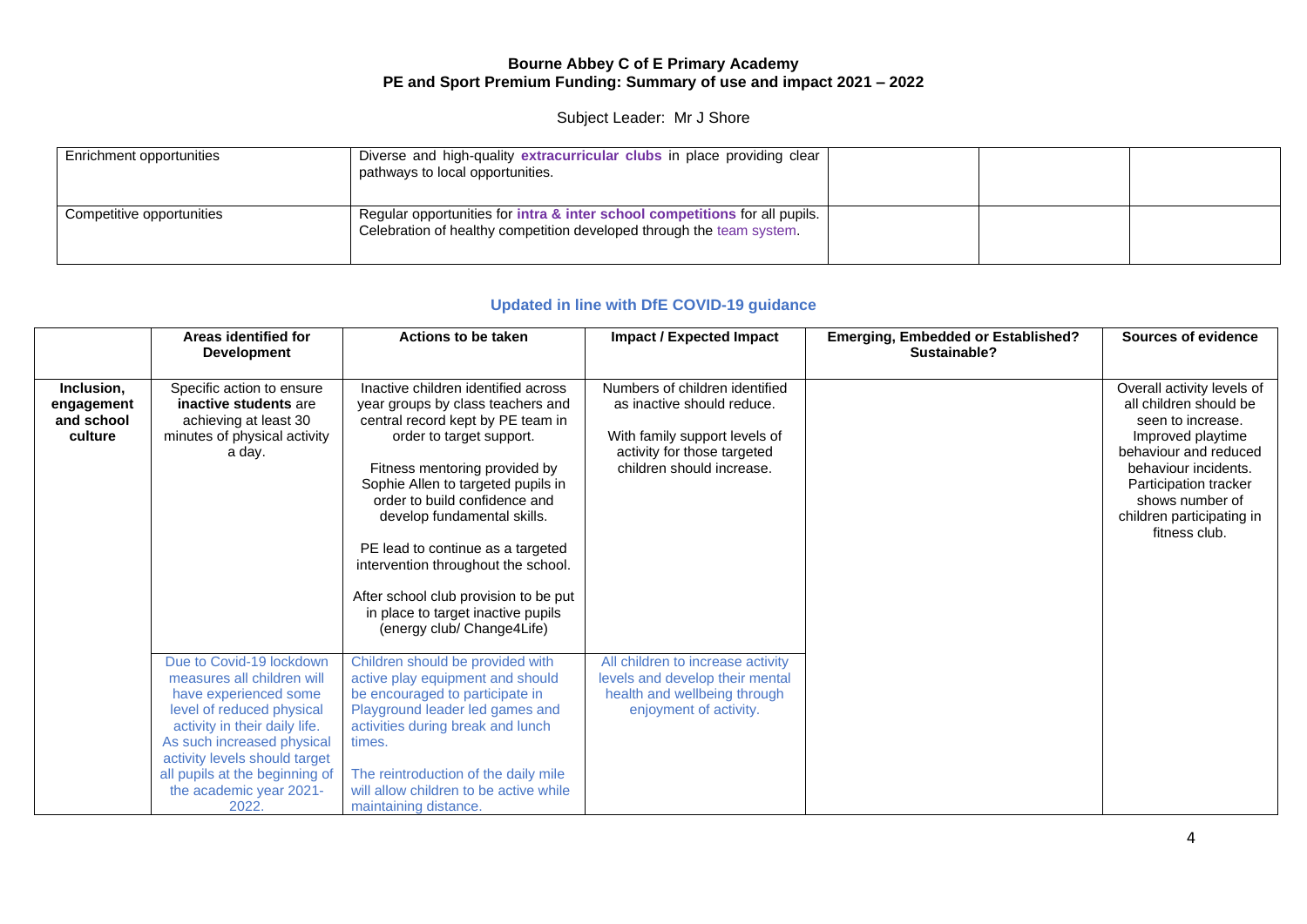**Bourne Abbey C of E Primary Academy**
**PE and Sport Premium Funding: Summary of use and impact 2021 – 2022**

Subject Leader: Mr J Shore

| | | | | |
|---|---|---|---|---|
| Enrichment opportunities | Diverse and high-quality **extracurricular clubs** in place providing clear pathways to local opportunities. | | | |
| Competitive opportunities | Regular opportunities for **intra & inter school competitions** for all pupils. Celebration of healthy competition developed through the team system. | | | |

## Updated in line with DfE COVID-19 guidance

| | Areas identified for Development | Actions to be taken | Impact / Expected Impact | Emerging, Embedded or Established? Sustainable? | Sources of evidence |
|---|---|---|---|---|---|
| **Inclusion, engagement and school culture** | Specific action to ensure **inactive students** are achieving at least 30 minutes of physical activity a day. | Inactive children identified across year groups by class teachers and central record kept by PE team in order to target support.<br><br>Fitness mentoring provided by Sophie Allen to targeted pupils in order to build confidence and develop fundamental skills.<br><br>PE lead to continue as a targeted intervention throughout the school.<br><br>After school club provision to be put in place to target inactive pupils (energy club/ Change4Life) | Numbers of children identified as inactive should reduce.<br><br>With family support levels of activity for those targeted children should increase. | | Overall activity levels of all children should be seen to increase. Improved playtime behaviour and reduced behaviour incidents. Participation tracker shows number of children participating in fitness club. |
| | Due to Covid-19 lockdown measures all children will have experienced some level of reduced physical activity in their daily life. As such increased physical activity levels should target all pupils at the beginning of the academic year 2021-2022. | Children should be provided with active play equipment and should be encouraged to participate in Playground leader led games and activities during break and lunch times.<br><br>The reintroduction of the daily mile will allow children to be active while maintaining distance. | All children to increase activity levels and develop their mental health and wellbeing through enjoyment of activity. | | |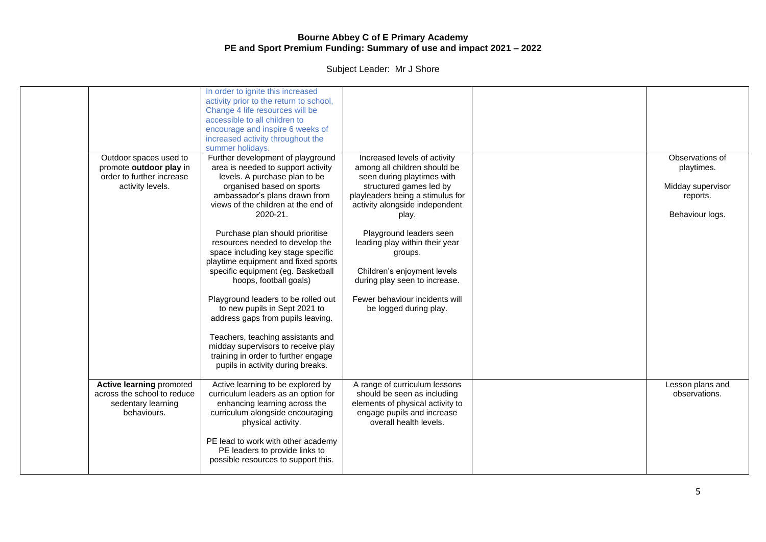# Bourne Abbey C of E Primary Academy
## PE and Sport Premium Funding: Summary of use and impact 2021 – 2022

Subject Leader: Mr J Shore

| | | | | | |
|---|---|---|---|---|---|
| | | In order to ignite this increased activity prior to the return to school, Change 4 life resources will be accessible to all children to encourage and inspire 6 weeks of increased activity throughout the summer holidays. | | | |
| | Outdoor spaces used to promote **outdoor play** in order to further increase activity levels. | Further development of playground area is needed to support activity levels. A purchase plan to be organised based on sports ambassador's plans drawn from views of the children at the end of 2020-21.<br><br>Purchase plan should prioritise resources needed to develop the space including key stage specific playtime equipment and fixed sports specific equipment (eg. Basketball hoops, football goals)<br><br>Playground leaders to be rolled out to new pupils in Sept 2021 to address gaps from pupils leaving.<br><br>Teachers, teaching assistants and midday supervisors to receive play training in order to further engage pupils in activity during breaks. | Increased levels of activity among all children should be seen during playtimes with structured games led by playleaders being a stimulus for activity alongside independent play.<br><br>Playground leaders seen leading play within their year groups.<br><br>Children's enjoyment levels during play seen to increase.<br><br>Fewer behaviour incidents will be logged during play. | | Observations of playtimes.<br><br>Midday supervisor reports.<br><br>Behaviour logs. |
| | **Active learning** promoted across the school to reduce sedentary learning behaviours. | Active learning to be explored by curriculum leaders as an option for enhancing learning across the curriculum alongside encouraging physical activity.<br><br>PE lead to work with other academy PE leaders to provide links to possible resources to support this. | A range of curriculum lessons should be seen as including elements of physical activity to engage pupils and increase overall health levels. | | Lesson plans and observations. |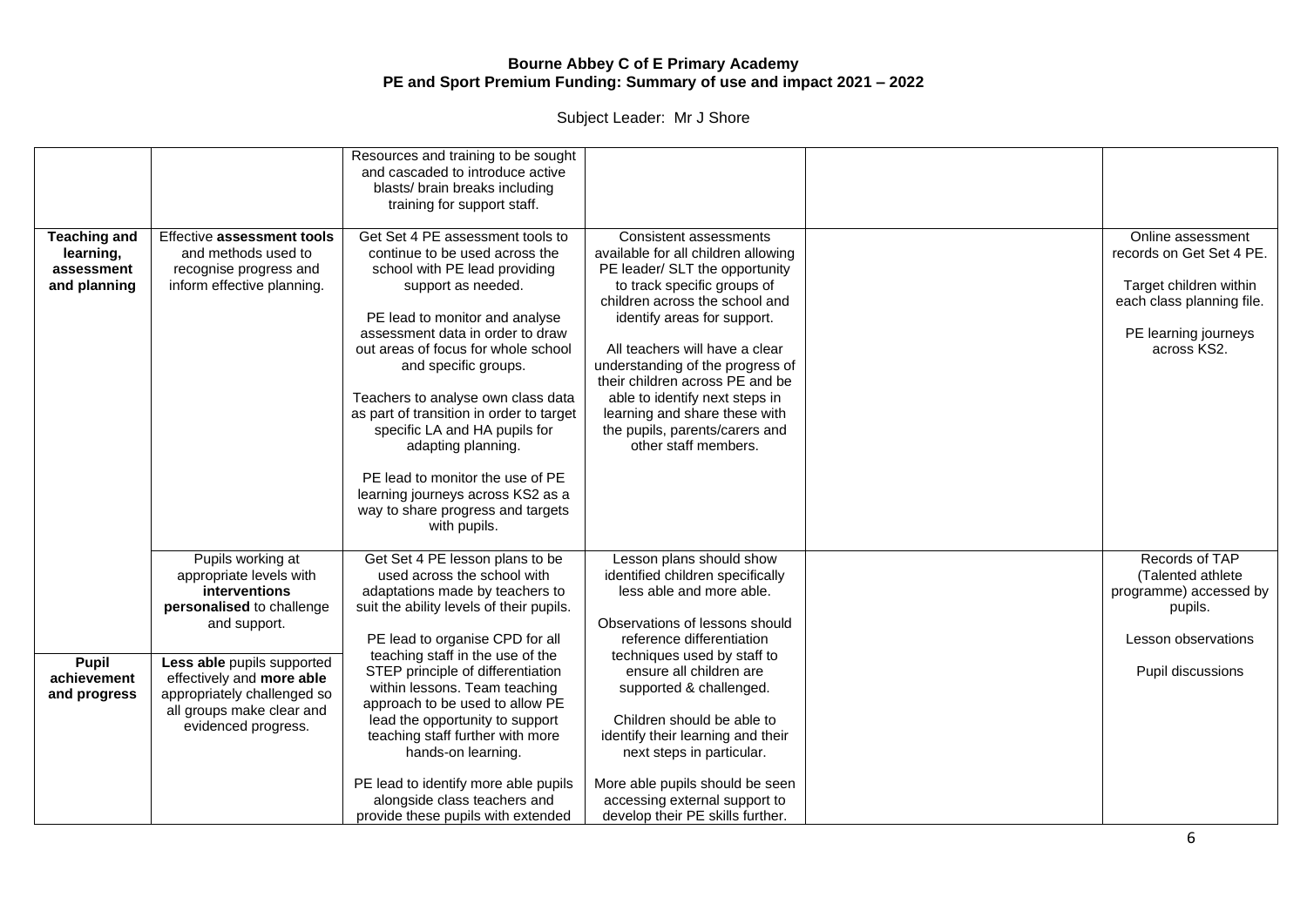**Bourne Abbey C of E Primary Academy**
**PE and Sport Premium Funding: Summary of use and impact 2021 – 2022**

Subject Leader: Mr J Shore

| | | | | | |
|---|---|---|---|---|---|
| | | Resources and training to be sought and cascaded to introduce active blasts/ brain breaks including training for support staff. | | | |
| **Teaching and learning, assessment and planning** | Effective **assessment tools** and methods used to recognise progress and inform effective planning. | Get Set 4 PE assessment tools to continue to be used across the school with PE lead providing support as needed.<br><br>PE lead to monitor and analyse assessment data in order to draw out areas of focus for whole school and specific groups.<br><br>Teachers to analyse own class data as part of transition in order to target specific LA and HA pupils for adapting planning.<br><br>PE lead to monitor the use of PE learning journeys across KS2 as a way to share progress and targets with pupils. | Consistent assessments available for all children allowing PE leader/ SLT the opportunity to track specific groups of children across the school and identify areas for support.<br><br>All teachers will have a clear understanding of the progress of their children across PE and be able to identify next steps in learning and share these with the pupils, parents/carers and other staff members. | | Online assessment records on Get Set 4 PE.<br><br>Target children within each class planning file.<br><br>PE learning journeys across KS2. |
| **Pupil achievement and progress** | Pupils working at appropriate levels with **interventions personalised** to challenge and support.<br><br>**Less able** pupils supported effectively and **more able** appropriately challenged so all groups make clear and evidenced progress. | Get Set 4 PE lesson plans to be used across the school with adaptations made by teachers to suit the ability levels of their pupils.<br><br>PE lead to organise CPD for all teaching staff in the use of the STEP principle of differentiation within lessons. Team teaching approach to be used to allow PE lead the opportunity to support teaching staff further with more hands-on learning.<br><br>PE lead to identify more able pupils alongside class teachers and provide these pupils with extended | Lesson plans should show identified children specifically less able and more able.<br><br>Observations of lessons should reference differentiation techniques used by staff to ensure all children are supported & challenged.<br><br>Children should be able to identify their learning and their next steps in particular.<br><br>More able pupils should be seen accessing external support to develop their PE skills further. | | Records of TAP (Talented athlete programme) accessed by pupils.<br><br>Lesson observations<br><br>Pupil discussions |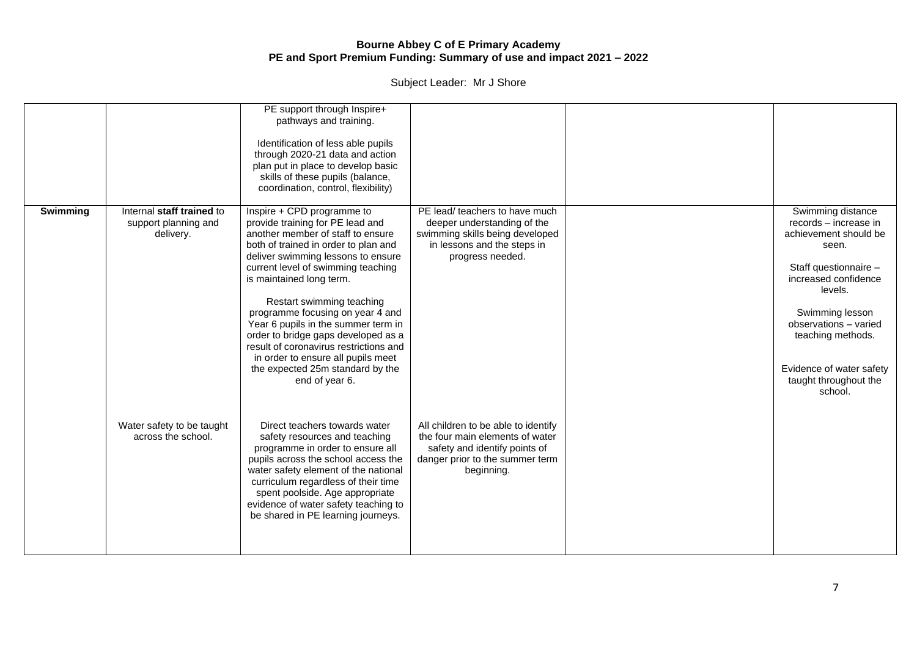**Bourne Abbey C of E Primary Academy**
**PE and Sport Premium Funding: Summary of use and impact 2021 – 2022**

Subject Leader: Mr J Shore

| | | | | | |
|---|---|---|---|---|---|
| | | PE support through Inspire+ pathways and training.<br><br>Identification of less able pupils through 2020-21 data and action plan put in place to develop basic skills of these pupils (balance, coordination, control, flexibility) | | | |
| **Swimming** | Internal **staff trained** to support planning and delivery. | Inspire + CPD programme to provide training for PE lead and another member of staff to ensure both of trained in order to plan and deliver swimming lessons to ensure current level of swimming teaching is maintained long term.<br><br>Restart swimming teaching programme focusing on year 4 and Year 6 pupils in the summer term in order to bridge gaps developed as a result of coronavirus restrictions and in order to ensure all pupils meet the expected 25m standard by the end of year 6. | PE lead/ teachers to have much deeper understanding of the swimming skills being developed in lessons and the steps in progress needed. | | Swimming distance records – increase in achievement should be seen.<br><br>Staff questionnaire – increased confidence levels.<br><br>Swimming lesson observations – varied teaching methods.<br><br>Evidence of water safety taught throughout the school. |
| | Water safety to be taught across the school. | Direct teachers towards water safety resources and teaching programme in order to ensure all pupils across the school access the water safety element of the national curriculum regardless of their time spent poolside. Age appropriate evidence of water safety teaching to be shared in PE learning journeys. | All children to be able to identify the four main elements of water safety and identify points of danger prior to the summer term beginning. | | |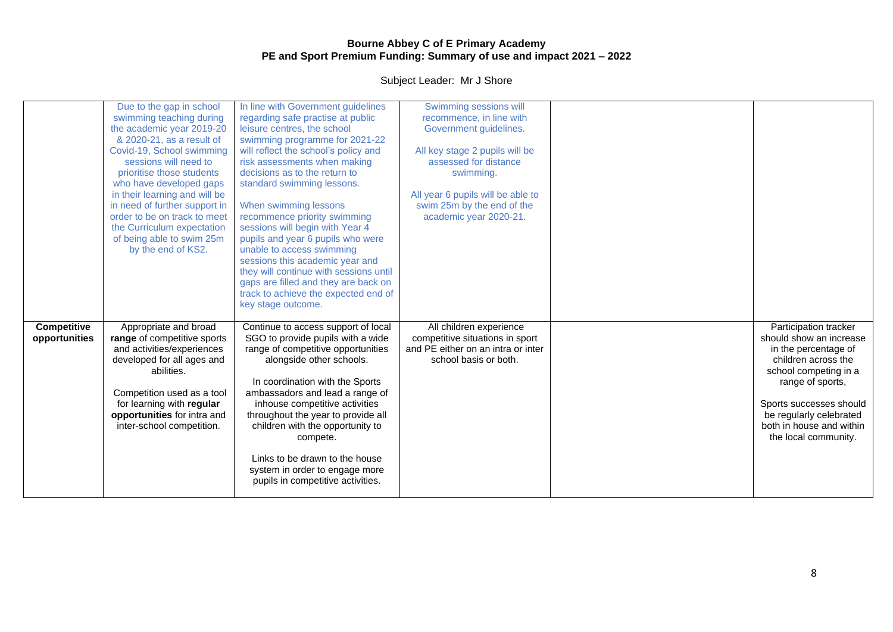**Bourne Abbey C of E Primary Academy**
**PE and Sport Premium Funding: Summary of use and impact 2021 – 2022**

Subject Leader: Mr J Shore

| | | | | | |
|---|---|---|---|---|---|
| | Due to the gap in school swimming teaching during the academic year 2019-20 & 2020-21, as a result of Covid-19, School swimming sessions will need to prioritise those students who have developed gaps in their learning and will be in need of further support in order to be on track to meet the Curriculum expectation of being able to swim 25m by the end of KS2. | In line with Government guidelines regarding safe practise at public leisure centres, the school swimming programme for 2021-22 will reflect the school's policy and risk assessments when making decisions as to the return to standard swimming lessons.<br><br>When swimming lessons recommence priority swimming sessions will begin with Year 4 pupils and year 6 pupils who were unable to access swimming sessions this academic year and they will continue with sessions until gaps are filled and they are back on track to achieve the expected end of key stage outcome. | Swimming sessions will recommence, in line with Government guidelines.<br><br>All key stage 2 pupils will be assessed for distance swimming.<br><br>All year 6 pupils will be able to swim 25m by the end of the academic year 2020-21. | | |
| **Competitive opportunities** | Appropriate and broad **range** of competitive sports and activities/experiences developed for all ages and abilities.<br><br>Competition used as a tool for learning with **regular opportunities** for intra and inter-school competition. | Continue to access support of local SGO to provide pupils with a wide range of competitive opportunities alongside other schools.<br><br>In coordination with the Sports ambassadors and lead a range of inhouse competitive activities throughout the year to provide all children with the opportunity to compete.<br><br>Links to be drawn to the house system in order to engage more pupils in competitive activities. | All children experience competitive situations in sport and PE either on an intra or inter school basis or both. | | Participation tracker should show an increase in the percentage of children across the school competing in a range of sports,<br><br>Sports successes should be regularly celebrated both in house and within the local community. |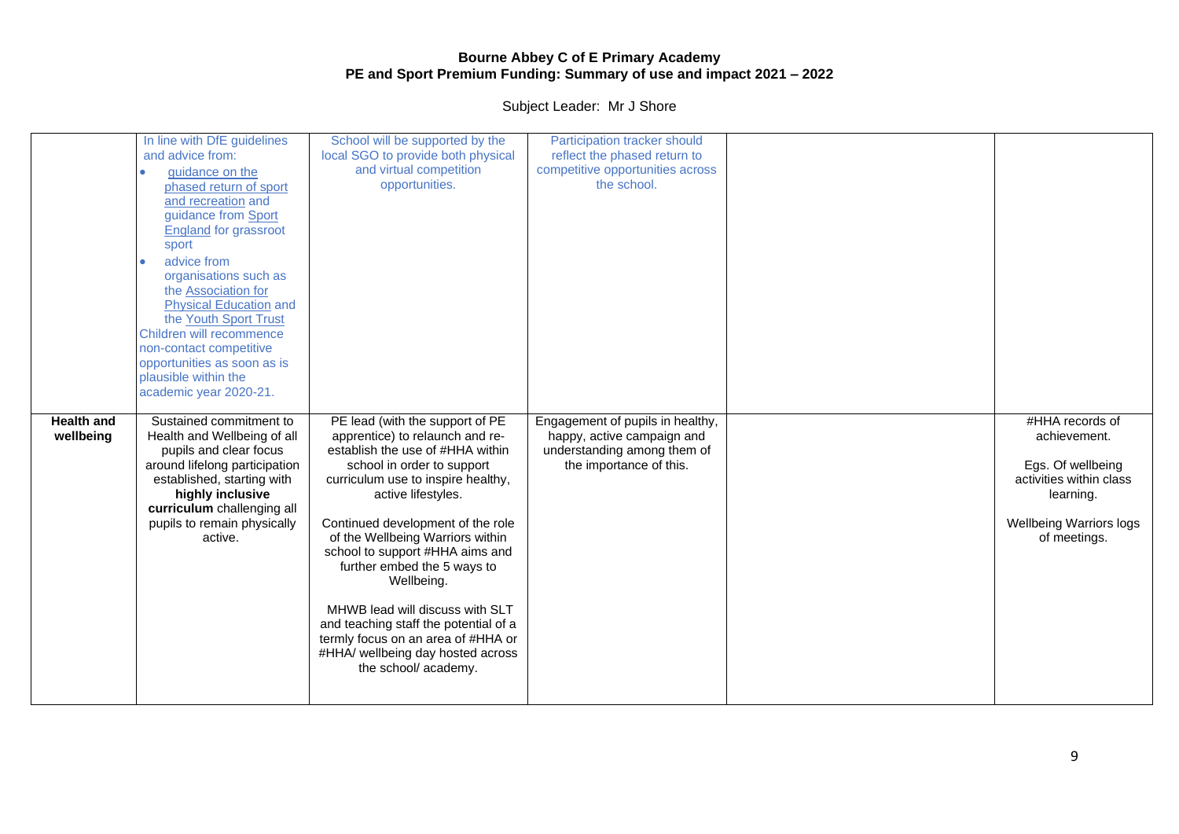**Bourne Abbey C of E Primary Academy**
**PE and Sport Premium Funding: Summary of use and impact 2021 – 2022**

Subject Leader: Mr J Shore

| | | | | | |
|---|---|---|---|---|---|
| | In line with DfE guidelines and advice from:<br>• guidance on the phased return of sport and recreation and guidance from Sport England for grassroot sport<br>• advice from organisations such as the Association for Physical Education and the Youth Sport Trust<br>Children will recommence non-contact competitive opportunities as soon as is plausible within the academic year 2020-21. | School will be supported by the local SGO to provide both physical and virtual competition opportunities. | Participation tracker should reflect the phased return to competitive opportunities across the school. | | |
| **Health and wellbeing** | Sustained commitment to Health and Wellbeing of all pupils and clear focus around lifelong participation established, starting with **highly inclusive curriculum** challenging all pupils to remain physically active. | PE lead (with the support of PE apprentice) to relaunch and re-establish the use of #HHA within school in order to support curriculum use to inspire healthy, active lifestyles.<br><br>Continued development of the role of the Wellbeing Warriors within school to support #HHA aims and further embed the 5 ways to Wellbeing.<br><br>MHWB lead will discuss with SLT and teaching staff the potential of a termly focus on an area of #HHA or #HHA/ wellbeing day hosted across the school/ academy. | Engagement of pupils in healthy, happy, active campaign and understanding among them of the importance of this. | | #HHA records of achievement.<br><br>Egs. Of wellbeing activities within class learning.<br><br>Wellbeing Warriors logs of meetings. |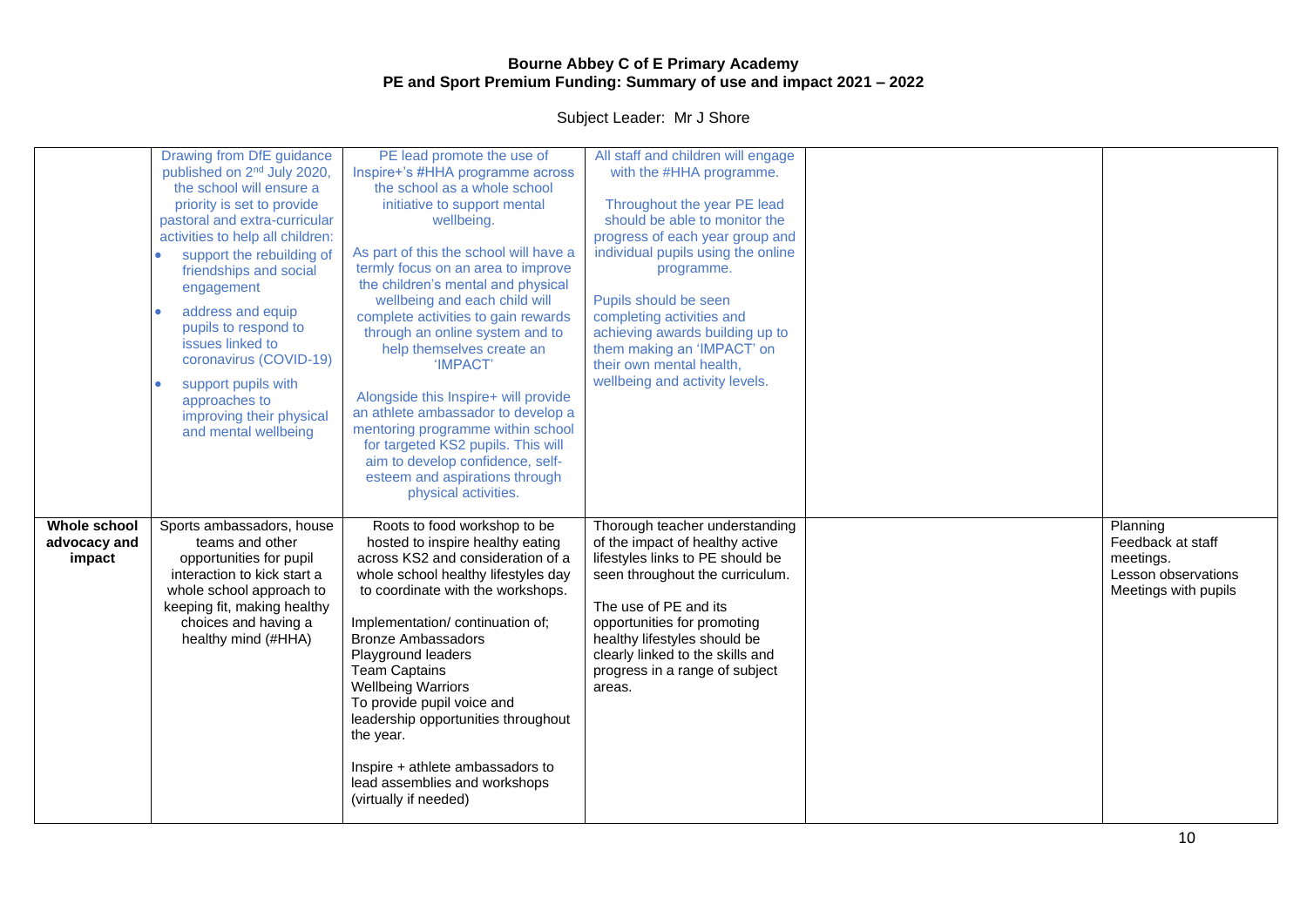**Bourne Abbey C of E Primary Academy**
**PE and Sport Premium Funding: Summary of use and impact 2021 – 2022**

Subject Leader: Mr J Shore

| | | | | | |
|---|---|---|---|---|---|
| | Drawing from DfE guidance published on 2nd July 2020, the school will ensure a priority is set to provide pastoral and extra-curricular activities to help all children:<br>• support the rebuilding of friendships and social engagement<br>• address and equip pupils to respond to issues linked to coronavirus (COVID-19)<br>• support pupils with approaches to improving their physical and mental wellbeing | PE lead promote the use of Inspire+'s #HHA programme across the school as a whole school initiative to support mental wellbeing.<br><br>As part of this the school will have a termly focus on an area to improve the children's mental and physical wellbeing and each child will complete activities to gain rewards through an online system and to help themselves create an 'IMPACT'<br><br>Alongside this Inspire+ will provide an athlete ambassador to develop a mentoring programme within school for targeted KS2 pupils. This will aim to develop confidence, self-esteem and aspirations through physical activities. | All staff and children will engage with the #HHA programme.<br><br>Throughout the year PE lead should be able to monitor the progress of each year group and individual pupils using the online programme.<br><br>Pupils should be seen completing activities and achieving awards building up to them making an 'IMPACT' on their own mental health, wellbeing and activity levels. | | |
| **Whole school advocacy and impact** | Sports ambassadors, house teams and other opportunities for pupil interaction to kick start a whole school approach to keeping fit, making healthy choices and having a healthy mind (#HHA) | Roots to food workshop to be hosted to inspire healthy eating across KS2 and consideration of a whole school healthy lifestyles day to coordinate with the workshops.<br><br>Implementation/ continuation of;<br>Bronze Ambassadors<br>Playground leaders<br>Team Captains<br>Wellbeing Warriors<br>To provide pupil voice and leadership opportunities throughout the year.<br><br>Inspire + athlete ambassadors to lead assemblies and workshops (virtually if needed) | Thorough teacher understanding of the impact of healthy active lifestyles links to PE should be seen throughout the curriculum.<br><br>The use of PE and its opportunities for promoting healthy lifestyles should be clearly linked to the skills and progress in a range of subject areas. | | Planning<br>Feedback at staff meetings.<br>Lesson observations<br>Meetings with pupils |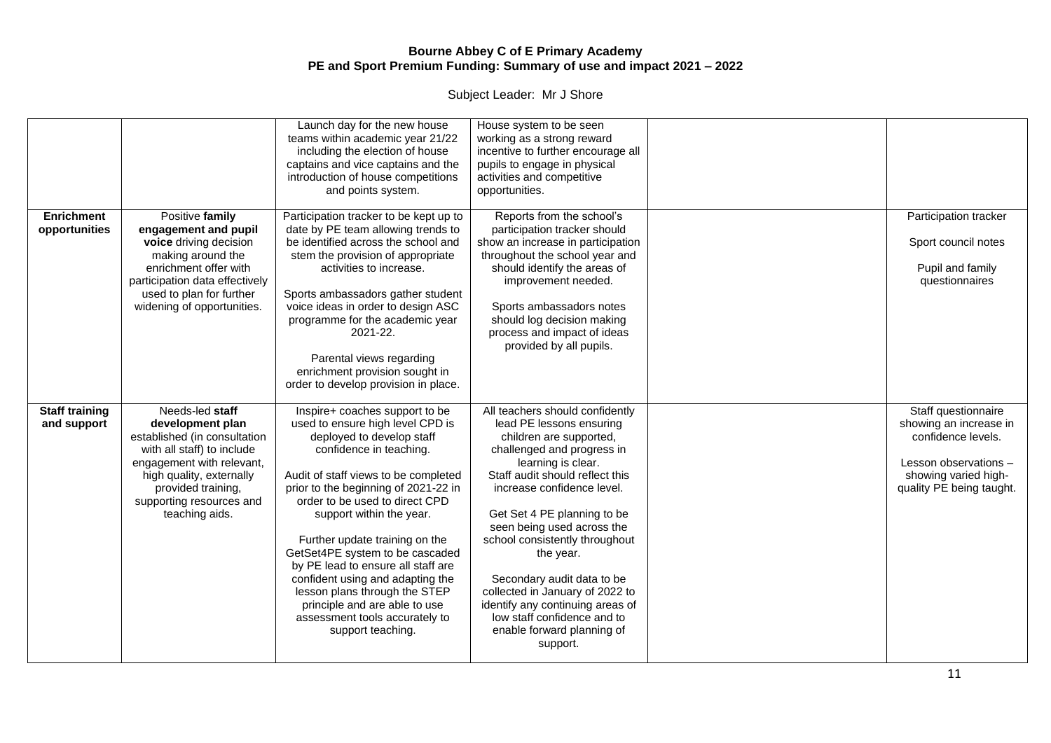**Bourne Abbey C of E Primary Academy**
**PE and Sport Premium Funding: Summary of use and impact 2021 – 2022**

Subject Leader: Mr J Shore

| | | | | | |
|---|---|---|---|---|---|
| | | Launch day for the new house teams within academic year 21/22 including the election of house captains and vice captains and the introduction of house competitions and points system. | House system to be seen working as a strong reward incentive to further encourage all pupils to engage in physical activities and competitive opportunities. | | |
| **Enrichment opportunities** | Positive **family engagement and pupil voice** driving decision making around the enrichment offer with participation data effectively used to plan for further widening of opportunities. | Participation tracker to be kept up to date by PE team allowing trends to be identified across the school and stem the provision of appropriate activities to increase.<br><br>Sports ambassadors gather student voice ideas in order to design ASC programme for the academic year 2021-22.<br><br>Parental views regarding enrichment provision sought in order to develop provision in place. | Reports from the school's participation tracker should show an increase in participation throughout the school year and should identify the areas of improvement needed.<br><br>Sports ambassadors notes should log decision making process and impact of ideas provided by all pupils. | | Participation tracker<br><br>Sport council notes<br><br>Pupil and family questionnaires |
| **Staff training and support** | Needs-led **staff development plan** established (in consultation with all staff) to include engagement with relevant, high quality, externally provided training, supporting resources and teaching aids. | Inspire+ coaches support to be used to ensure high level CPD is deployed to develop staff confidence in teaching.<br><br>Audit of staff views to be completed prior to the beginning of 2021-22 in order to be used to direct CPD support within the year.<br><br>Further update training on the GetSet4PE system to be cascaded by PE lead to ensure all staff are confident using and adapting the lesson plans through the STEP principle and are able to use assessment tools accurately to support teaching. | All teachers should confidently lead PE lessons ensuring children are supported, challenged and progress in learning is clear.<br>Staff audit should reflect this increase confidence level.<br><br>Get Set 4 PE planning to be seen being used across the school consistently throughout the year.<br><br>Secondary audit data to be collected in January of 2022 to identify any continuing areas of low staff confidence and to enable forward planning of support. | | Staff questionnaire showing an increase in confidence levels.<br><br>Lesson observations – showing varied high-quality PE being taught. |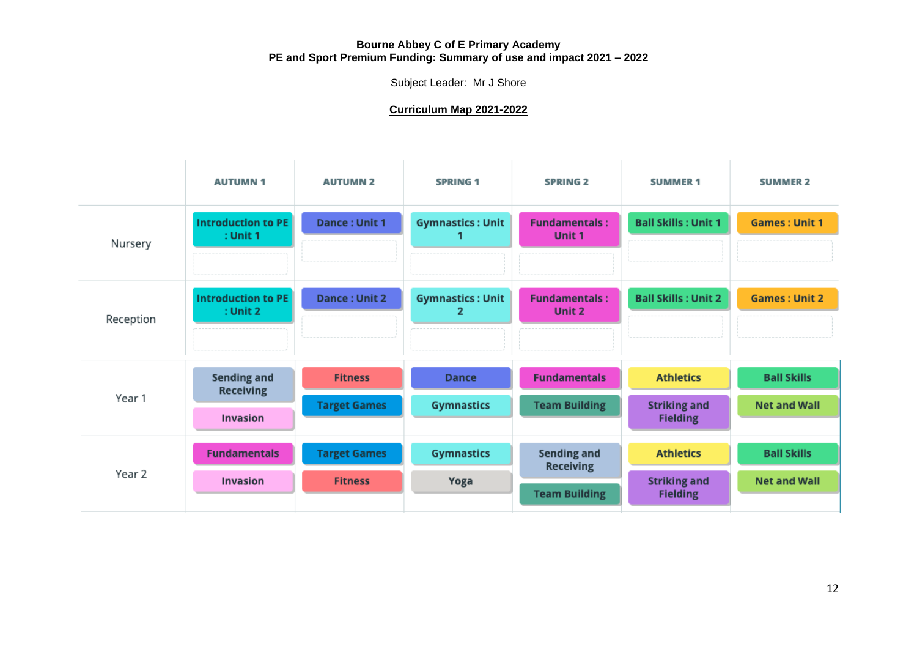**Bourne Abbey C of E Primary Academy**
**PE and Sport Premium Funding: Summary of use and impact 2021 – 2022**

Subject Leader: Mr J Shore

**Curriculum Map 2021-2022**

| | AUTUMN 1 | AUTUMN 2 | SPRING 1 | SPRING 2 | SUMMER 1 | SUMMER 2 |
|---|---|---|---|---|---|---|
| Nursery | Introduction to PE : Unit 1 | Dance : Unit 1 | Gymnastics : Unit 1 | Fundamentals : Unit 1 | Ball Skills : Unit 1 | Games : Unit 1 |
| Reception | Introduction to PE : Unit 2 | Dance : Unit 2 | Gymnastics : Unit 2 | Fundamentals : Unit 2 | Ball Skills : Unit 2 | Games : Unit 2 |
| Year 1 | Sending and Receiving<br>Invasion | Fitness<br>Target Games | Dance<br>Gymnastics | Fundamentals<br>Team Building | Athletics<br>Striking and Fielding | Ball Skills<br>Net and Wall |
| Year 2 | Fundamentals<br>Invasion | Target Games<br>Fitness | Gymnastics<br>Yoga | Sending and Receiving<br>Team Building | Athletics<br>Striking and Fielding | Ball Skills<br>Net and Wall |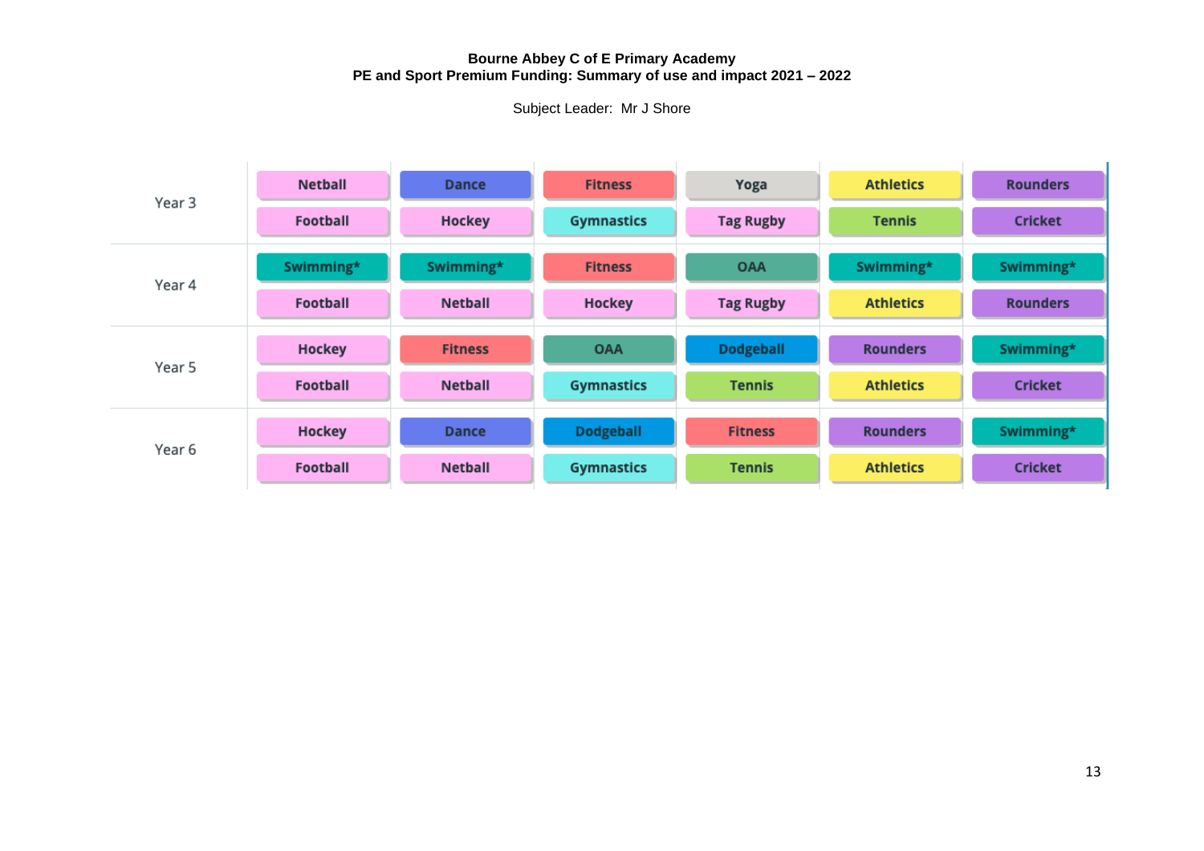**Bourne Abbey C of E Primary Academy**
**PE and Sport Premium Funding: Summary of use and impact 2021 – 2022**

Subject Leader: Mr J Shore

| | | | | | | |
|---|---|---|---|---|---|---|
| Year 3 | Netball | Dance | Fitness | Yoga | Athletics | Rounders |
| | Football | Hockey | Gymnastics | Tag Rugby | Tennis | Cricket |
| Year 4 | Swimming* | Swimming* | Fitness | OAA | Swimming* | Swimming* |
| | Football | Netball | Hockey | Tag Rugby | Athletics | Rounders |
| Year 5 | Hockey | Fitness | OAA | Dodgeball | Rounders | Swimming* |
| | Football | Netball | Gymnastics | Tennis | Athletics | Cricket |
| Year 6 | Hockey | Dance | Dodgeball | Fitness | Rounders | Swimming* |
| | Football | Netball | Gymnastics | Tennis | Athletics | Cricket |